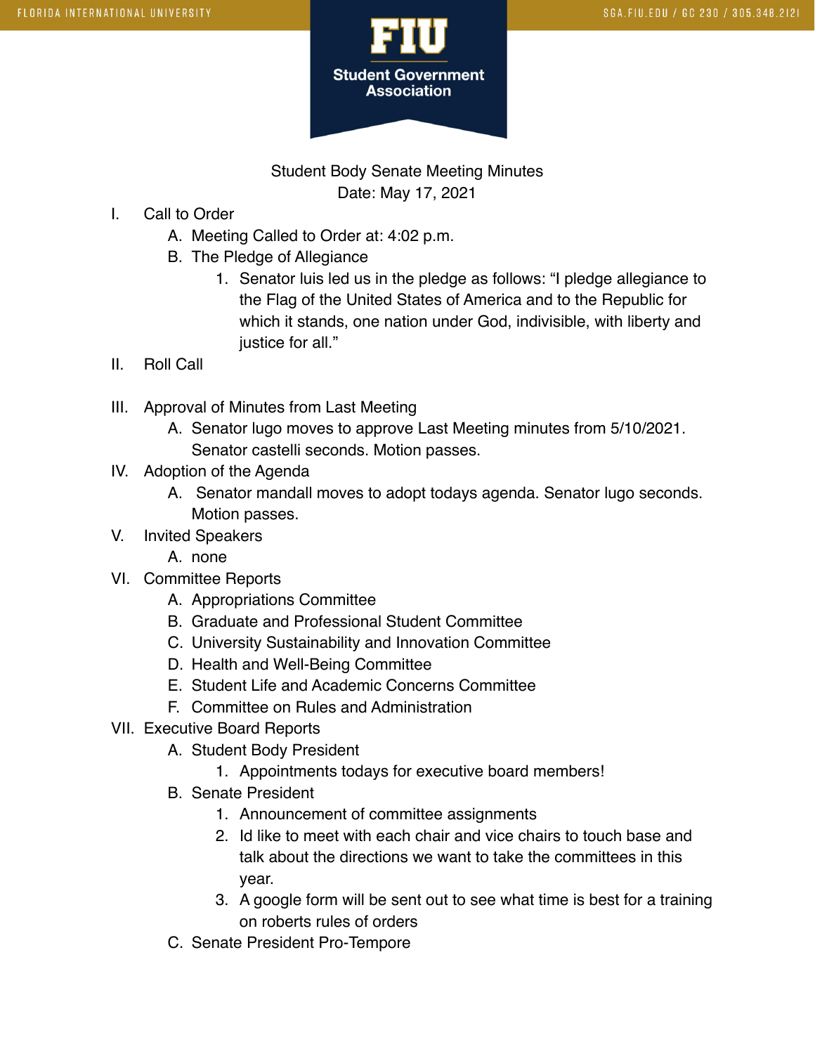Student Body Senate Meeting Minutes

Date: May 17, 2021

I. Call to Order
   A. Meeting Called to Order at: 4:02 p.m.
   B. The Pledge of Allegiance
      1. Senator luis led us in the pledge as follows: "I pledge allegiance to the Flag of the United States of America and to the Republic for which it stands, one nation under God, indivisible, with liberty and justice for all."

II. Roll Call

III. Approval of Minutes from Last Meeting
   A. Senator lugo moves to approve Last Meeting minutes from 5/10/2021. Senator castelli seconds. Motion passes.

IV. Adoption of the Agenda
   A. Senator mandall moves to adopt todays agenda. Senator lugo seconds. Motion passes.

V. Invited Speakers
   A. none

VI. Committee Reports
   A. Appropriations Committee
   B. Graduate and Professional Student Committee
   C. University Sustainability and Innovation Committee
   D. Health and Well-Being Committee
   E. Student Life and Academic Concerns Committee
   F. Committee on Rules and Administration

VII. Executive Board Reports
   A. Student Body President
      1. Appointments todays for executive board members!
   B. Senate President
      1. Announcement of committee assignments
      2. Id like to meet with each chair and vice chairs to touch base and talk about the directions we want to take the committees in this year.
      3. A google form will be sent out to see what time is best for a training on roberts rules of orders
   C. Senate President Pro-Tempore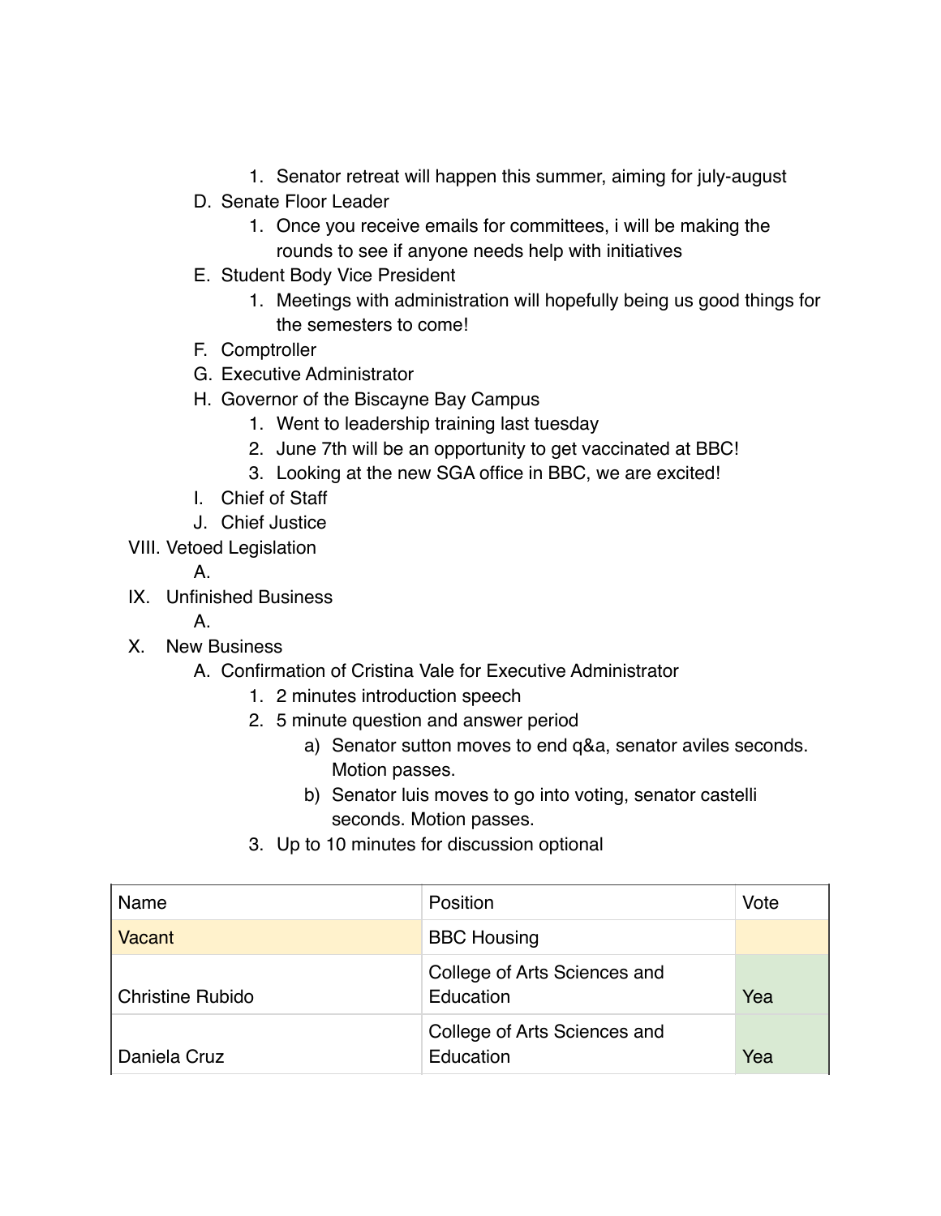1. Senator retreat will happen this summer, aiming for july-august

D. Senate Floor Leader
   1. Once you receive emails for committees, i will be making the rounds to see if anyone needs help with initiatives

E. Student Body Vice President
   1. Meetings with administration will hopefully being us good things for the semesters to come!

F. Comptroller

G. Executive Administrator

H. Governor of the Biscayne Bay Campus
   1. Went to leadership training last tuesday
   2. June 7th will be an opportunity to get vaccinated at BBC!
   3. Looking at the new SGA office in BBC, we are excited!

I. Chief of Staff

J. Chief Justice

VIII. Vetoed Legislation

A.

IX. Unfinished Business

A.

X. New Business

A. Confirmation of Cristina Vale for Executive Administrator
   1. 2 minutes introduction speech
   2. 5 minute question and answer period
      a) Senator sutton moves to end q&a, senator aviles seconds. Motion passes.
      b) Senator luis moves to go into voting, senator castelli seconds. Motion passes.
   3. Up to 10 minutes for discussion optional

| Name | Position | Vote |
|---|---|---|
| Vacant | BBC Housing | |
| Christine Rubido | College of Arts Sciences and Education | Yea |
| Daniela Cruz | College of Arts Sciences and Education | Yea |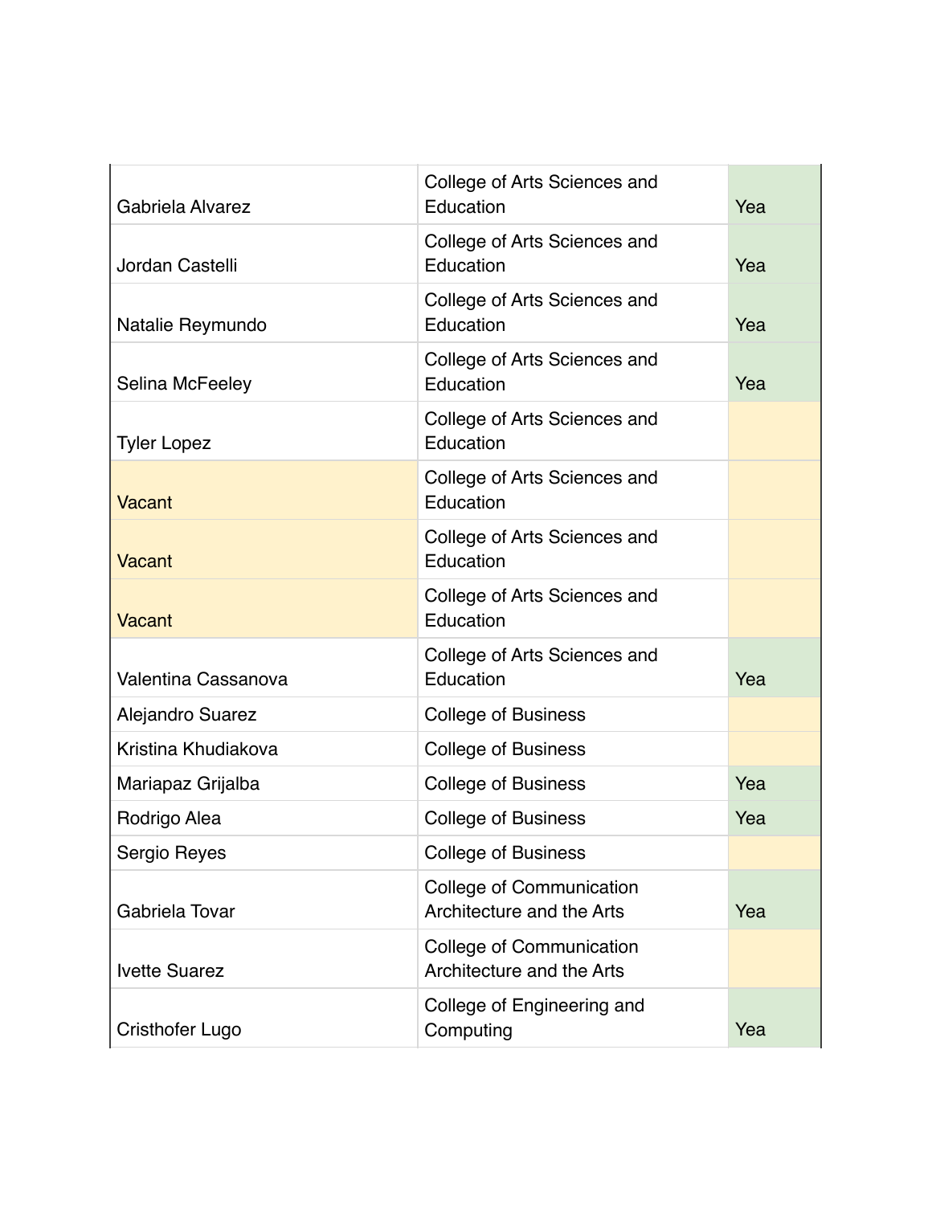| | | |
|---|---|---|
| Gabriela Alvarez | College of Arts Sciences and Education | Yea |
| Jordan Castelli | College of Arts Sciences and Education | Yea |
| Natalie Reymundo | College of Arts Sciences and Education | Yea |
| Selina McFeeley | College of Arts Sciences and Education | Yea |
| Tyler Lopez | College of Arts Sciences and Education | |
| Vacant | College of Arts Sciences and Education | |
| Vacant | College of Arts Sciences and Education | |
| Vacant | College of Arts Sciences and Education | |
| Valentina Cassanova | College of Arts Sciences and Education | Yea |
| Alejandro Suarez | College of Business | |
| Kristina Khudiakova | College of Business | |
| Mariapaz Grijalba | College of Business | Yea |
| Rodrigo Alea | College of Business | Yea |
| Sergio Reyes | College of Business | |
| Gabriela Tovar | College of Communication Architecture and the Arts | Yea |
| Ivette Suarez | College of Communication Architecture and the Arts | |
| Cristhofer Lugo | College of Engineering and Computing | Yea |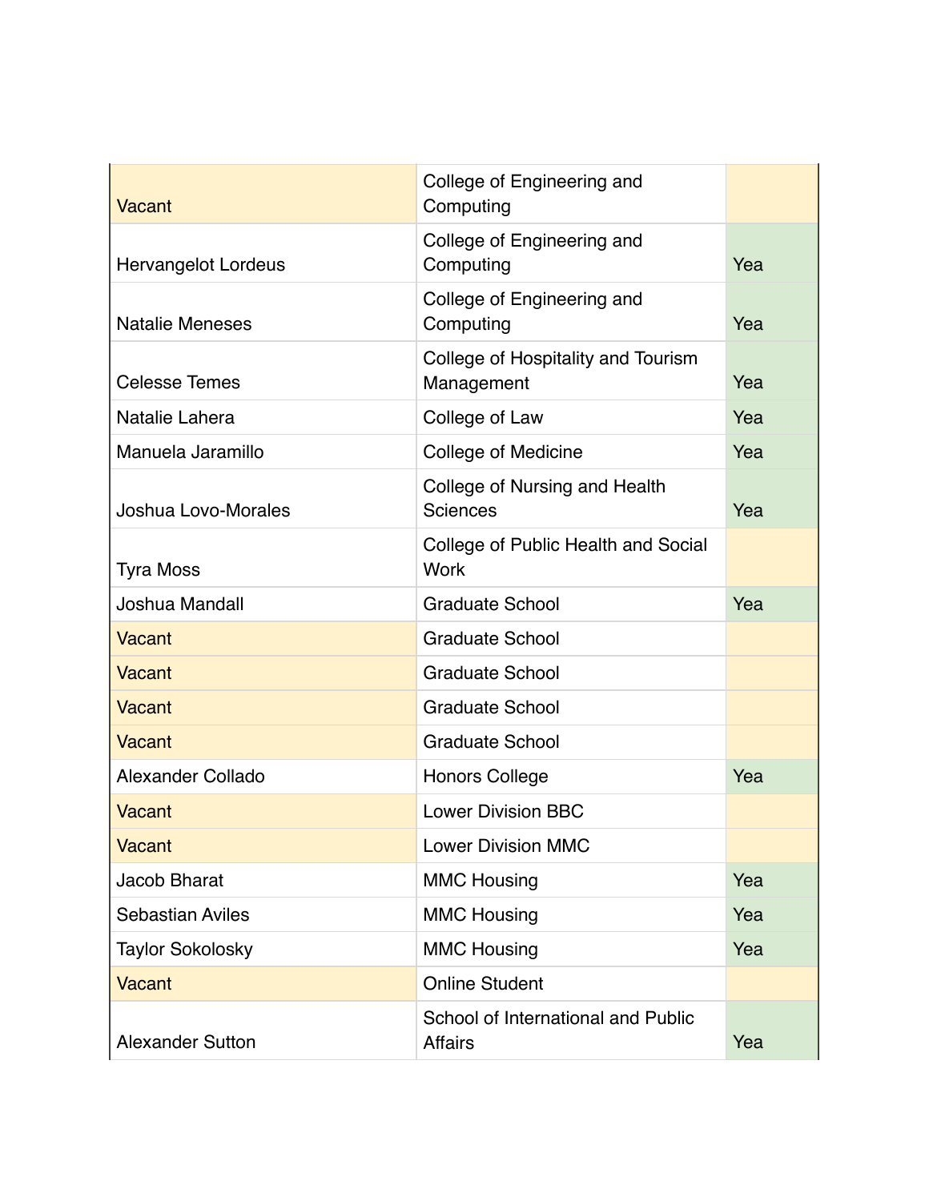| | | |
|---|---|---|
| Vacant | College of Engineering and Computing | |
| Hervangelot Lordeus | College of Engineering and Computing | Yea |
| Natalie Meneses | College of Engineering and Computing | Yea |
| Celesse Temes | College of Hospitality and Tourism Management | Yea |
| Natalie Lahera | College of Law | Yea |
| Manuela Jaramillo | College of Medicine | Yea |
| Joshua Lovo-Morales | College of Nursing and Health Sciences | Yea |
| Tyra Moss | College of Public Health and Social Work | |
| Joshua Mandall | Graduate School | Yea |
| Vacant | Graduate School | |
| Vacant | Graduate School | |
| Vacant | Graduate School | |
| Vacant | Graduate School | |
| Alexander Collado | Honors College | Yea |
| Vacant | Lower Division BBC | |
| Vacant | Lower Division MMC | |
| Jacob Bharat | MMC Housing | Yea |
| Sebastian Aviles | MMC Housing | Yea |
| Taylor Sokolosky | MMC Housing | Yea |
| Vacant | Online Student | |
| Alexander Sutton | School of International and Public Affairs | Yea |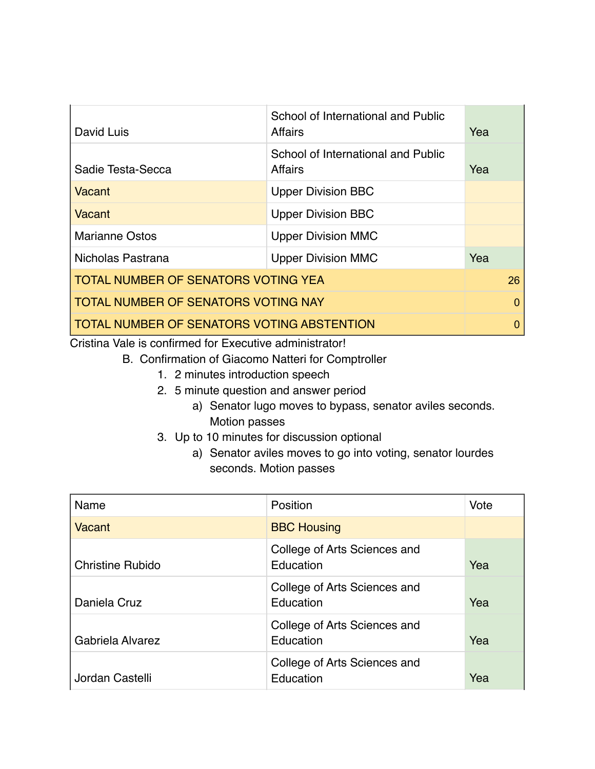| | | |
|---|---|---|
| David Luis | School of International and Public Affairs | Yea |
| Sadie Testa-Secca | School of International and Public Affairs | Yea |
| Vacant | Upper Division BBC | |
| Vacant | Upper Division BBC | |
| Marianne Ostos | Upper Division MMC | |
| Nicholas Pastrana | Upper Division MMC | Yea |
| TOTAL NUMBER OF SENATORS VOTING YEA | | 26 |
| TOTAL NUMBER OF SENATORS VOTING NAY | | 0 |
| TOTAL NUMBER OF SENATORS VOTING ABSTENTION | | 0 |

Cristina Vale is confirmed for Executive administrator!

B. Confirmation of Giacomo Natteri for Comptroller
   1. 2 minutes introduction speech
   2. 5 minute question and answer period
      a) Senator lugo moves to bypass, senator aviles seconds. Motion passes
   3. Up to 10 minutes for discussion optional
      a) Senator aviles moves to go into voting, senator lourdes seconds. Motion passes

| Name | Position | Vote |
|---|---|---|
| Vacant | BBC Housing | |
| Christine Rubido | College of Arts Sciences and Education | Yea |
| Daniela Cruz | College of Arts Sciences and Education | Yea |
| Gabriela Alvarez | College of Arts Sciences and Education | Yea |
| Jordan Castelli | College of Arts Sciences and Education | Yea |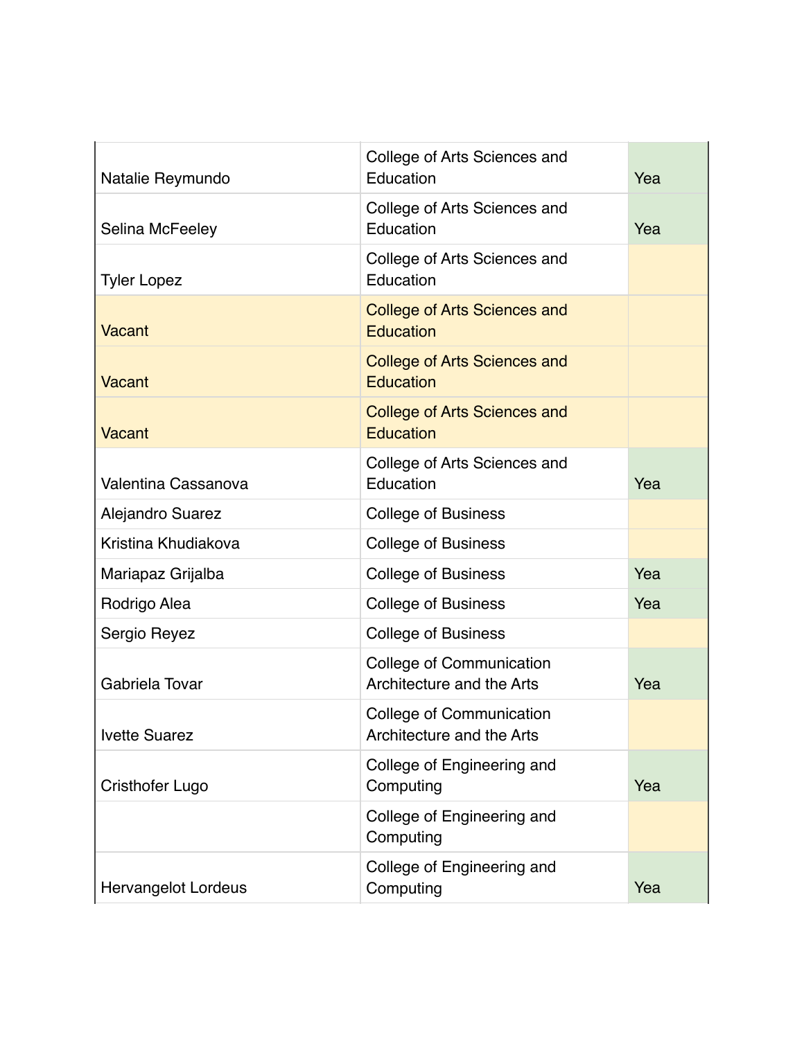| | | |
|---|---|---|
| Natalie Reymundo | College of Arts Sciences and Education | Yea |
| Selina McFeeley | College of Arts Sciences and Education | Yea |
| Tyler Lopez | College of Arts Sciences and Education | |
| Vacant | College of Arts Sciences and Education | |
| Vacant | College of Arts Sciences and Education | |
| Vacant | College of Arts Sciences and Education | |
| Valentina Cassanova | College of Arts Sciences and Education | Yea |
| Alejandro Suarez | College of Business | |
| Kristina Khudiakova | College of Business | |
| Mariapaz Grijalba | College of Business | Yea |
| Rodrigo Alea | College of Business | Yea |
| Sergio Reyez | College of Business | |
| Gabriela Tovar | College of Communication Architecture and the Arts | Yea |
| Ivette Suarez | College of Communication Architecture and the Arts | |
| Cristhofer Lugo | College of Engineering and Computing | Yea |
| | College of Engineering and Computing | |
| Hervangelot Lordeus | College of Engineering and Computing | Yea |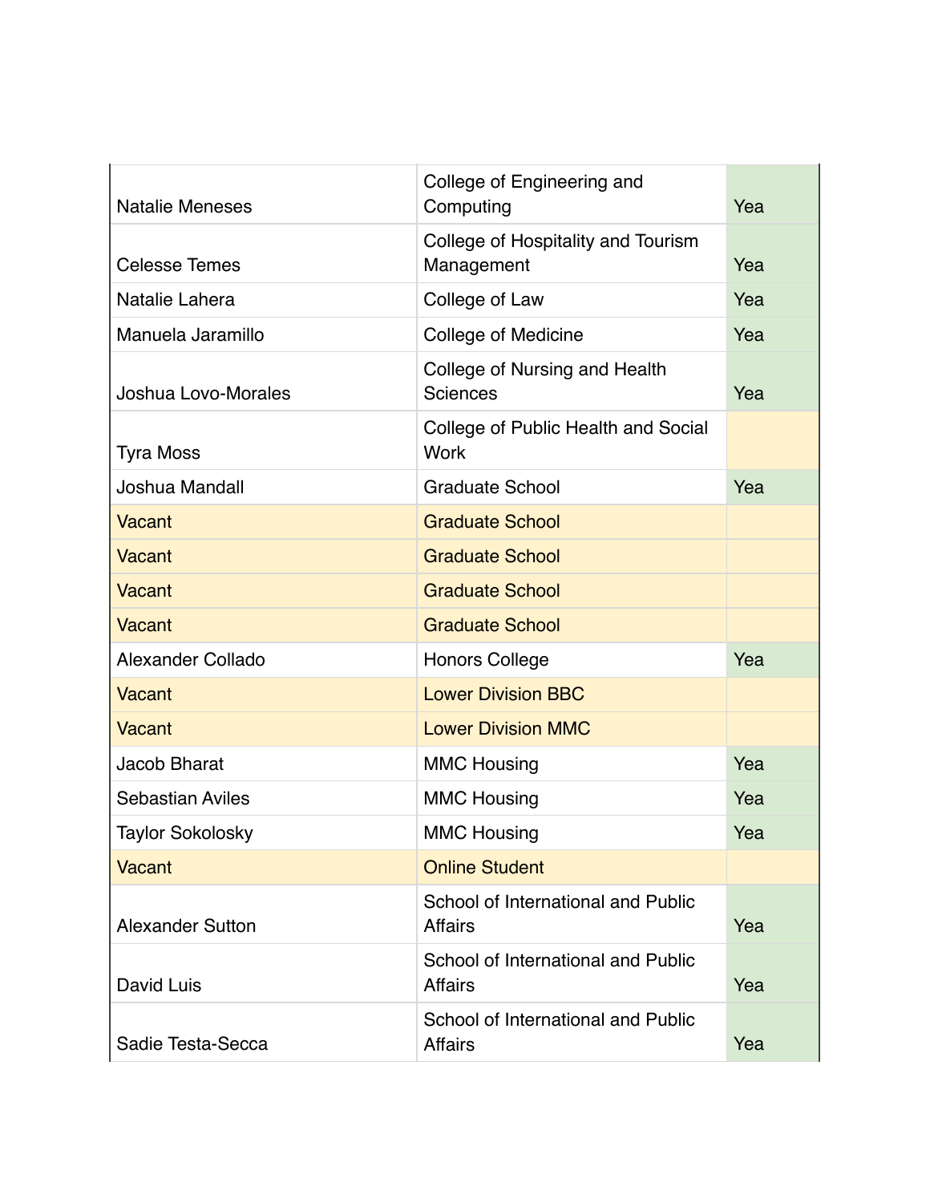| | | |
|---|---|---|
| Natalie Meneses | College of Engineering and Computing | Yea |
| Celesse Temes | College of Hospitality and Tourism Management | Yea |
| Natalie Lahera | College of Law | Yea |
| Manuela Jaramillo | College of Medicine | Yea |
| Joshua Lovo-Morales | College of Nursing and Health Sciences | Yea |
| Tyra Moss | College of Public Health and Social Work | |
| Joshua Mandall | Graduate School | Yea |
| Vacant | Graduate School | |
| Vacant | Graduate School | |
| Vacant | Graduate School | |
| Vacant | Graduate School | |
| Alexander Collado | Honors College | Yea |
| Vacant | Lower Division BBC | |
| Vacant | Lower Division MMC | |
| Jacob Bharat | MMC Housing | Yea |
| Sebastian Aviles | MMC Housing | Yea |
| Taylor Sokolosky | MMC Housing | Yea |
| Vacant | Online Student | |
| Alexander Sutton | School of International and Public Affairs | Yea |
| David Luis | School of International and Public Affairs | Yea |
| Sadie Testa-Secca | School of International and Public Affairs | Yea |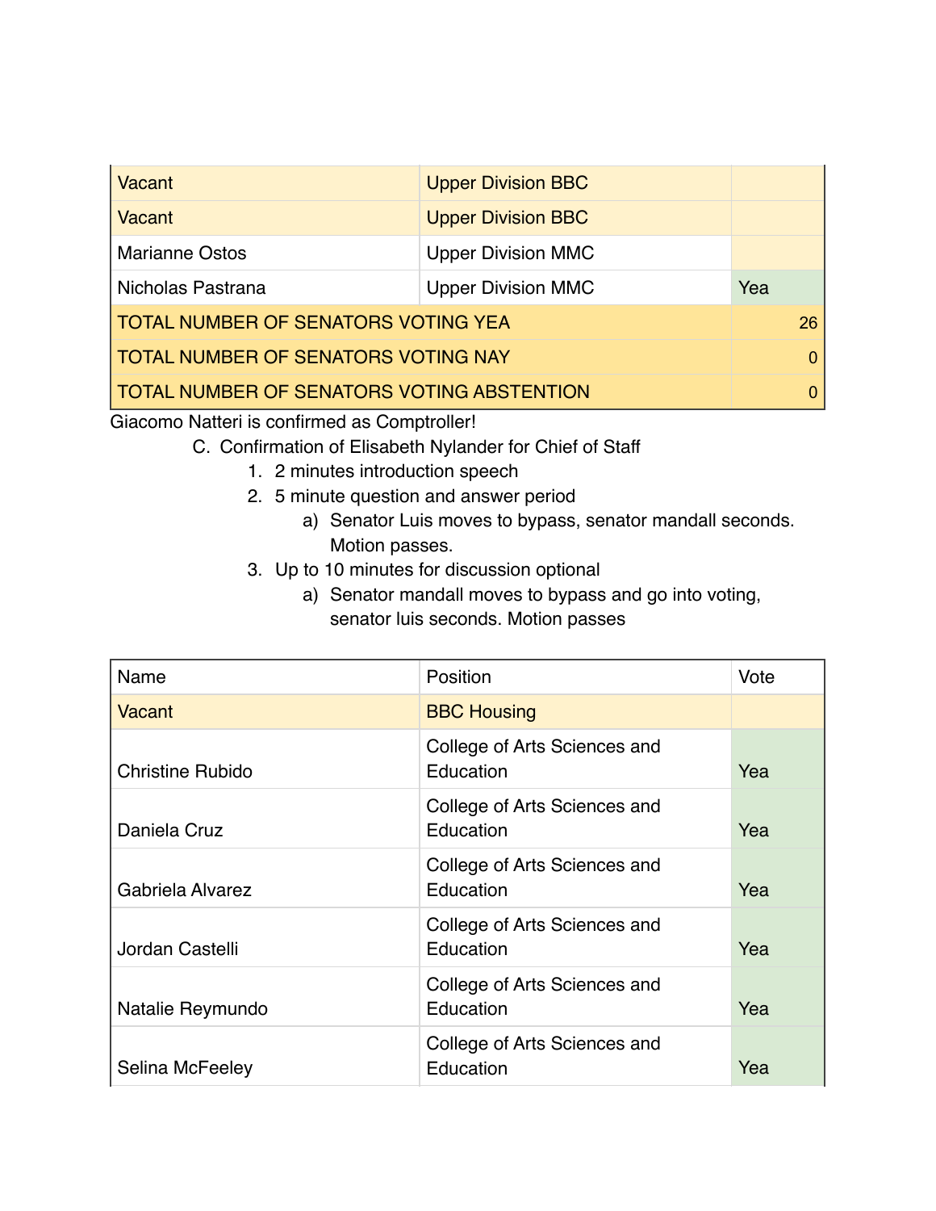| | | |
|---|---|---|
| Vacant | Upper Division BBC | |
| Vacant | Upper Division BBC | |
| Marianne Ostos | Upper Division MMC | |
| Nicholas Pastrana | Upper Division MMC | Yea |
| TOTAL NUMBER OF SENATORS VOTING YEA | | 26 |
| TOTAL NUMBER OF SENATORS VOTING NAY | | 0 |
| TOTAL NUMBER OF SENATORS VOTING ABSTENTION | | 0 |

Giacomo Natteri is confirmed as Comptroller!

C. Confirmation of Elisabeth Nylander for Chief of Staff
   1. 2 minutes introduction speech
   2. 5 minute question and answer period
      a) Senator Luis moves to bypass, senator mandall seconds. Motion passes.
   3. Up to 10 minutes for discussion optional
      a) Senator mandall moves to bypass and go into voting, senator luis seconds. Motion passes

| Name | Position | Vote |
|---|---|---|
| Vacant | BBC Housing | |
| Christine Rubido | College of Arts Sciences and Education | Yea |
| Daniela Cruz | College of Arts Sciences and Education | Yea |
| Gabriela Alvarez | College of Arts Sciences and Education | Yea |
| Jordan Castelli | College of Arts Sciences and Education | Yea |
| Natalie Reymundo | College of Arts Sciences and Education | Yea |
| Selina McFeeley | College of Arts Sciences and Education | Yea |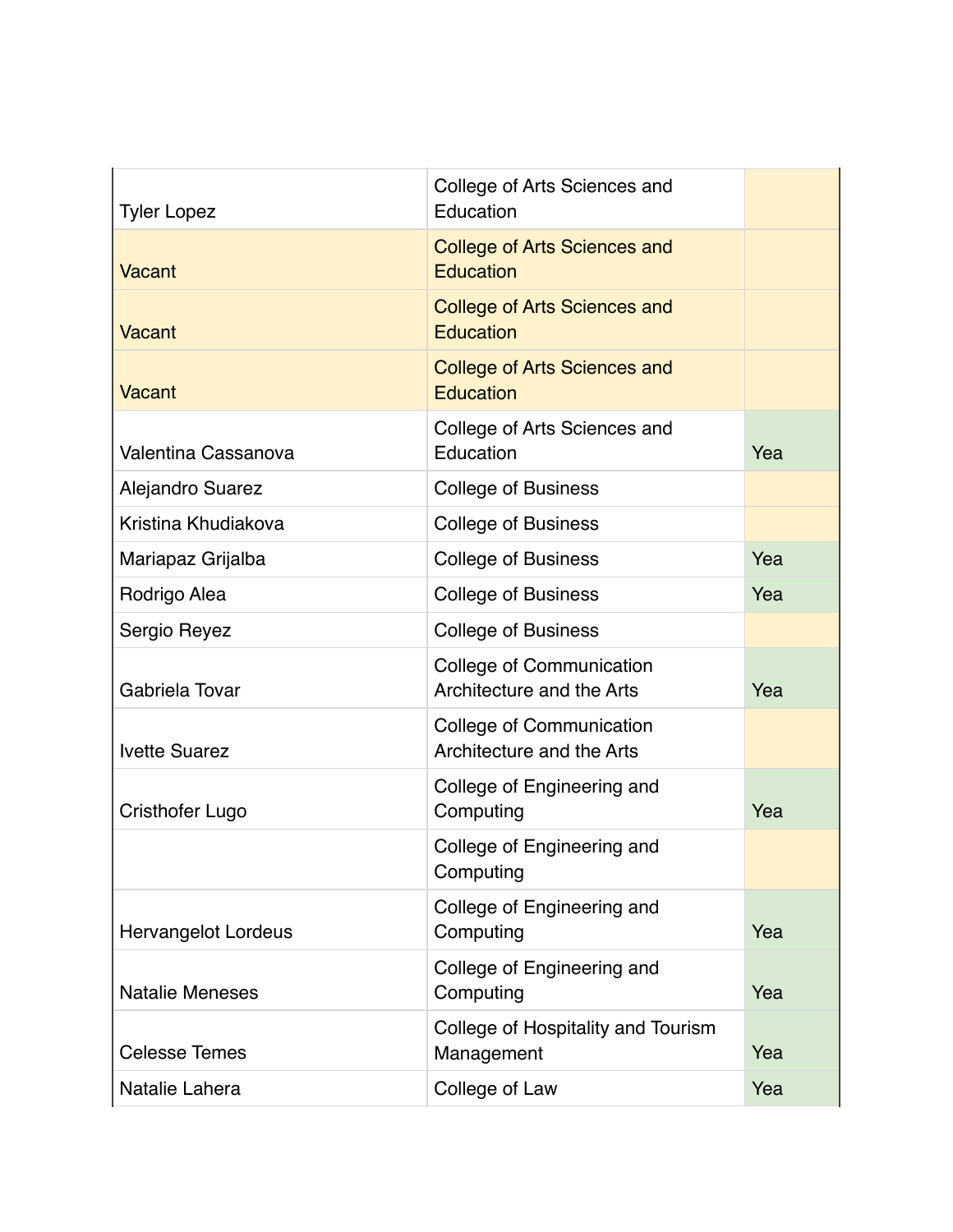| | | |
|---|---|---|
| Tyler Lopez | College of Arts Sciences and Education | |
| Vacant | College of Arts Sciences and Education | |
| Vacant | College of Arts Sciences and Education | |
| Vacant | College of Arts Sciences and Education | |
| Valentina Cassanova | College of Arts Sciences and Education | Yea |
| Alejandro Suarez | College of Business | |
| Kristina Khudiakova | College of Business | |
| Mariapaz Grijalba | College of Business | Yea |
| Rodrigo Alea | College of Business | Yea |
| Sergio Reyez | College of Business | |
| Gabriela Tovar | College of Communication Architecture and the Arts | Yea |
| Ivette Suarez | College of Communication Architecture and the Arts | |
| Cristhofer Lugo | College of Engineering and Computing | Yea |
| | College of Engineering and Computing | |
| Hervangelot Lordeus | College of Engineering and Computing | Yea |
| Natalie Meneses | College of Engineering and Computing | Yea |
| Celesse Temes | College of Hospitality and Tourism Management | Yea |
| Natalie Lahera | College of Law | Yea |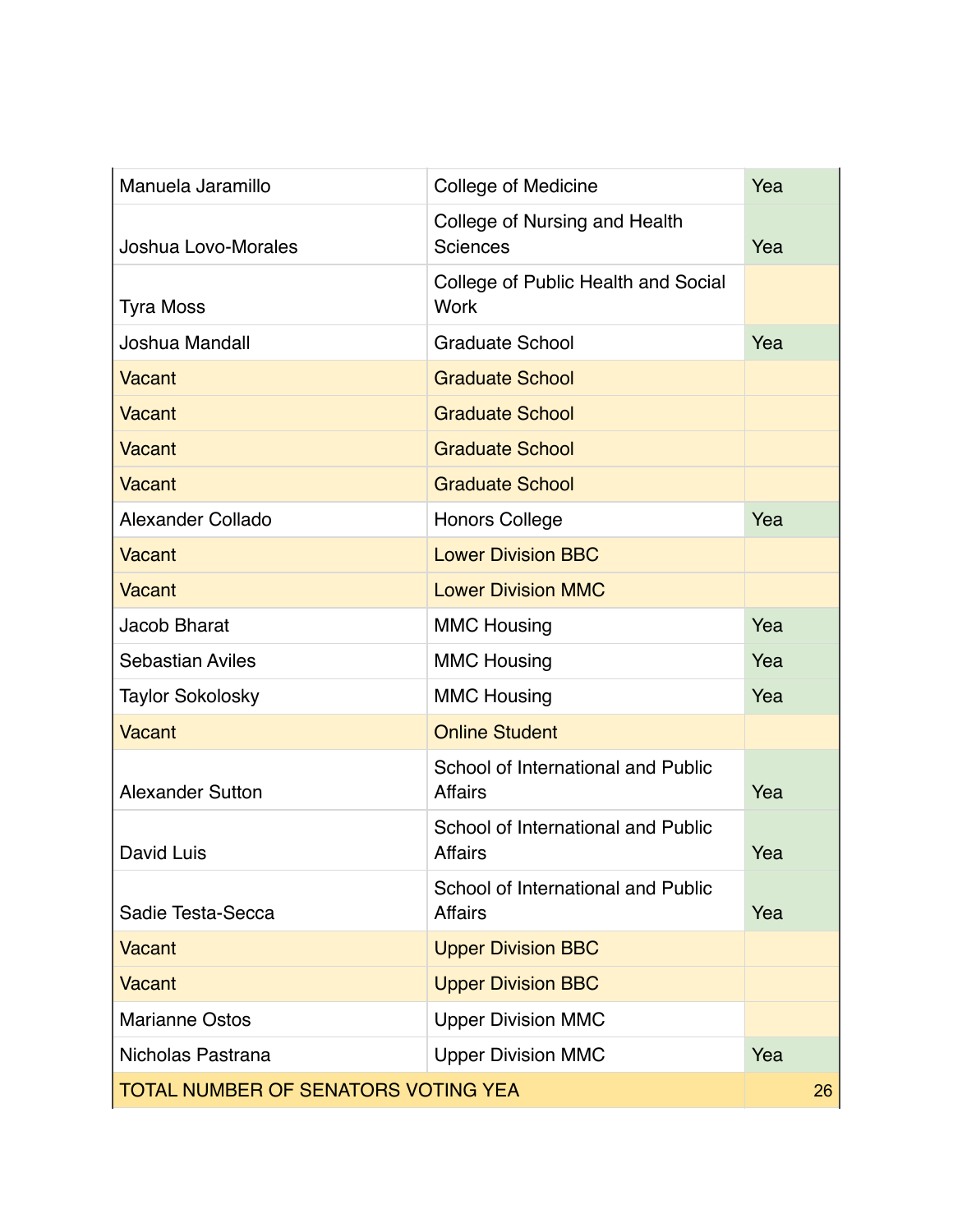| | | |
|---|---|---|
| Manuela Jaramillo | College of Medicine | Yea |
| Joshua Lovo-Morales | College of Nursing and Health Sciences | Yea |
| Tyra Moss | College of Public Health and Social Work | |
| Joshua Mandall | Graduate School | Yea |
| Vacant | Graduate School | |
| Vacant | Graduate School | |
| Vacant | Graduate School | |
| Vacant | Graduate School | |
| Alexander Collado | Honors College | Yea |
| Vacant | Lower Division BBC | |
| Vacant | Lower Division MMC | |
| Jacob Bharat | MMC Housing | Yea |
| Sebastian Aviles | MMC Housing | Yea |
| Taylor Sokolosky | MMC Housing | Yea |
| Vacant | Online Student | |
| Alexander Sutton | School of International and Public Affairs | Yea |
| David Luis | School of International and Public Affairs | Yea |
| Sadie Testa-Secca | School of International and Public Affairs | Yea |
| Vacant | Upper Division BBC | |
| Vacant | Upper Division BBC | |
| Marianne Ostos | Upper Division MMC | |
| Nicholas Pastrana | Upper Division MMC | Yea |
| TOTAL NUMBER OF SENATORS VOTING YEA | | 26 |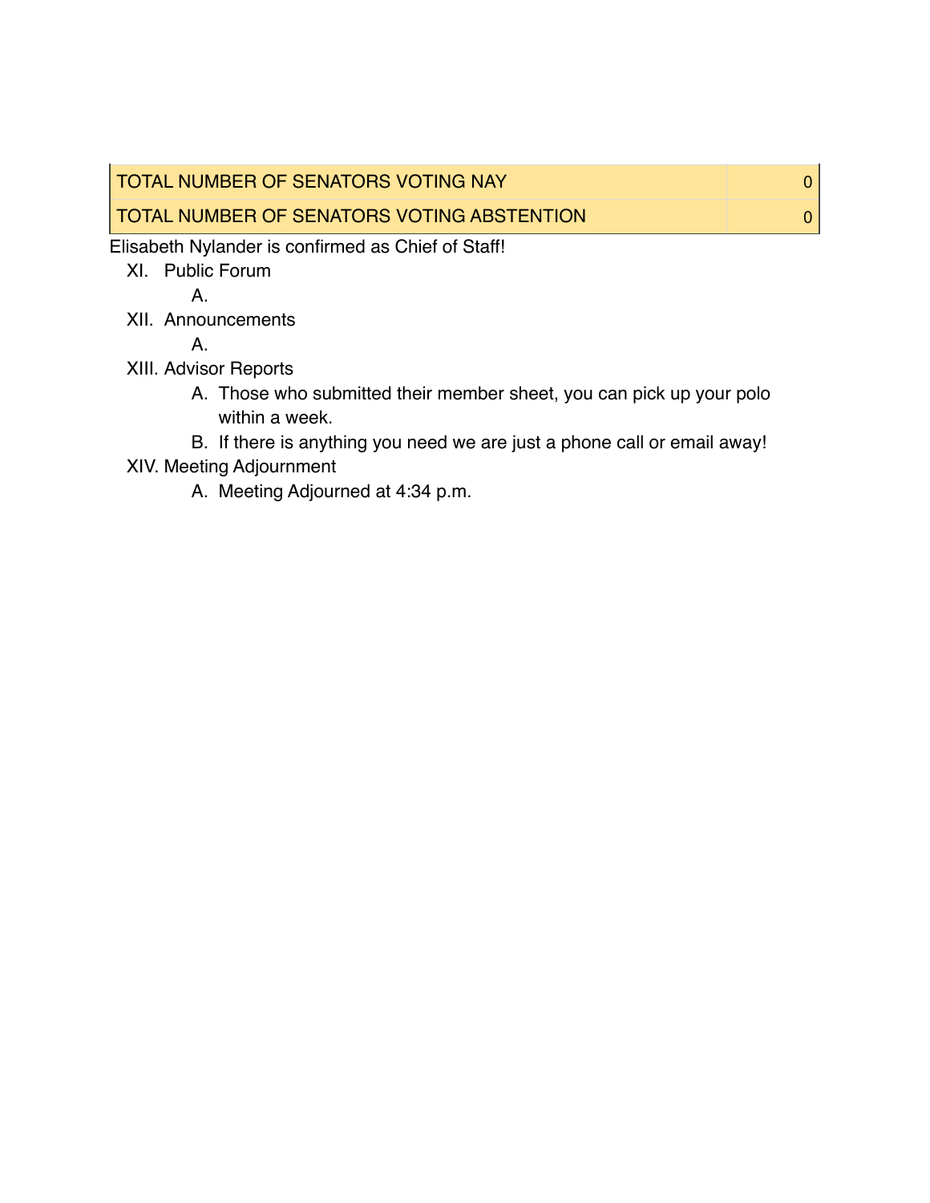| | |
|---|---|
| TOTAL NUMBER OF SENATORS VOTING NAY | 0 |
| TOTAL NUMBER OF SENATORS VOTING ABSTENTION | 0 |

Elisabeth Nylander is confirmed as Chief of Staff!

XI. Public Forum

A.

XII. Announcements

A.

XIII. Advisor Reports

A. Those who submitted their member sheet, you can pick up your polo within a week.

B. If there is anything you need we are just a phone call or email away!

XIV. Meeting Adjournment

A. Meeting Adjourned at 4:34 p.m.